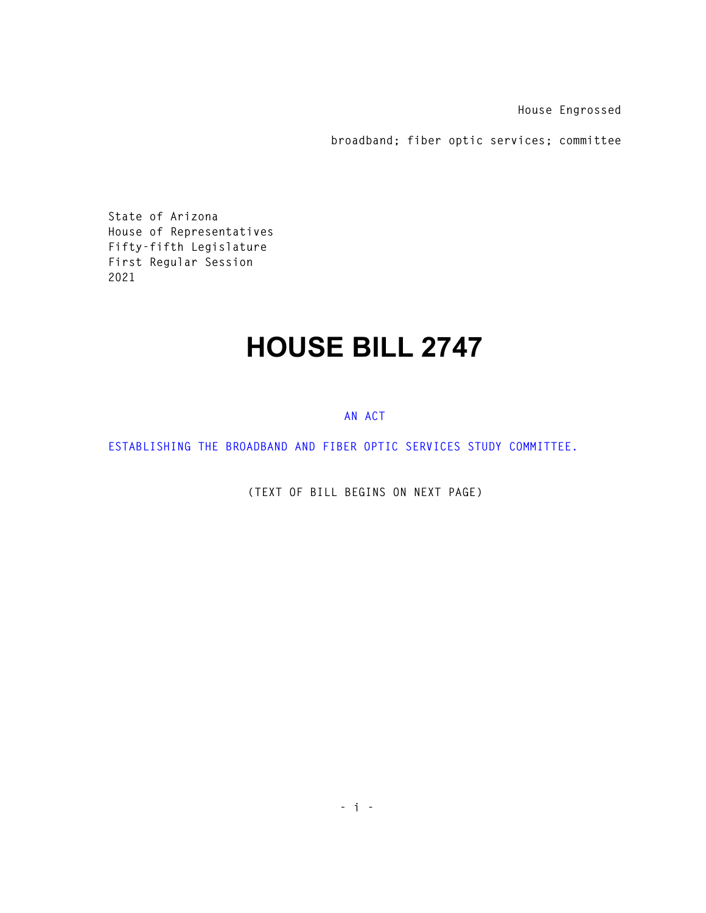House Engrossed

broadband; fiber optic services; committee

State of Arizona
House of Representatives
Fifty-fifth Legislature
First Regular Session
2021

# HOUSE BILL 2747

AN ACT

ESTABLISHING THE BROADBAND AND FIBER OPTIC SERVICES STUDY COMMITTEE.

(TEXT OF BILL BEGINS ON NEXT PAGE)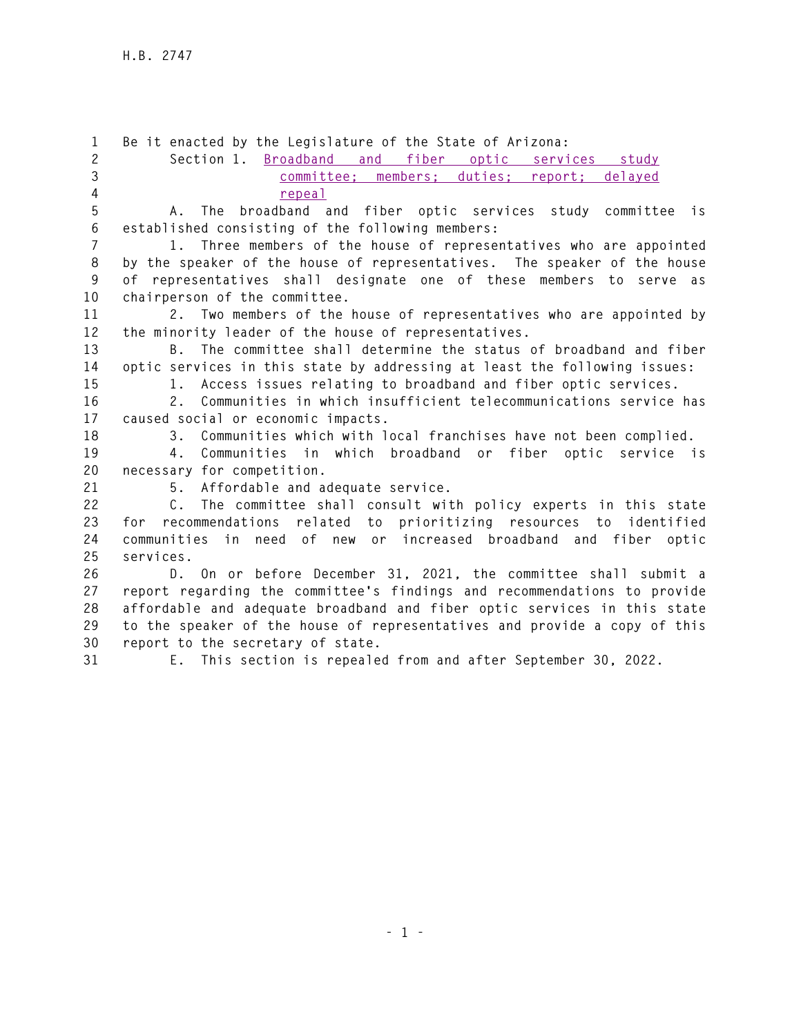Be it enacted by the Legislature of the State of Arizona:

Section 1. Broadband and fiber optic services study committee; members; duties; report; delayed repeal

A. The broadband and fiber optic services study committee is established consisting of the following members:

1. Three members of the house of representatives who are appointed by the speaker of the house of representatives. The speaker of the house of representatives shall designate one of these members to serve as chairperson of the committee.

2. Two members of the house of representatives who are appointed by the minority leader of the house of representatives.

B. The committee shall determine the status of broadband and fiber optic services in this state by addressing at least the following issues:

1. Access issues relating to broadband and fiber optic services.

2. Communities in which insufficient telecommunications service has caused social or economic impacts.

3. Communities which with local franchises have not been complied.

4. Communities in which broadband or fiber optic service is necessary for competition.

5. Affordable and adequate service.

C. The committee shall consult with policy experts in this state for recommendations related to prioritizing resources to identified communities in need of new or increased broadband and fiber optic services.

D. On or before December 31, 2021, the committee shall submit a report regarding the committee's findings and recommendations to provide affordable and adequate broadband and fiber optic services in this state to the speaker of the house of representatives and provide a copy of this report to the secretary of state.

E. This section is repealed from and after September 30, 2022.